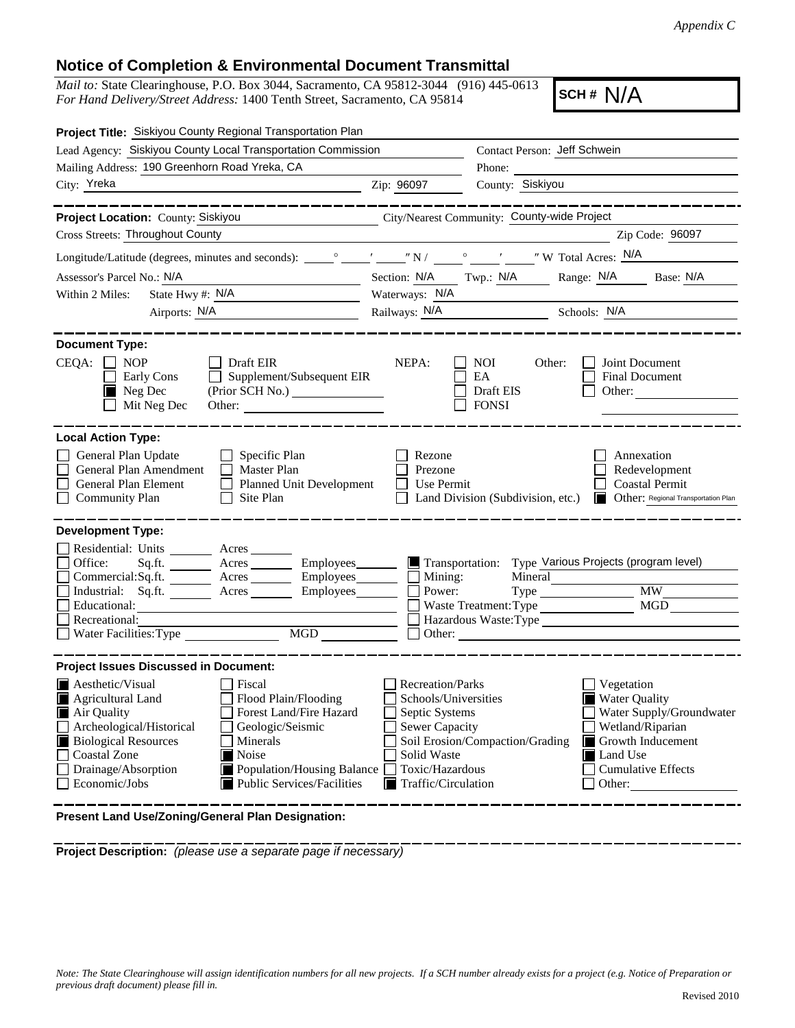*Appendix C*

## Notice of Completion & Environmental Document Transmittal

*Mail to:* State Clearinghouse, P.O. Box 3044, Sacramento, CA 95812-3044 (916) 445-0613
*For Hand Delivery/Street Address:* 1400 Tenth Street, Sacramento, CA 95814

**SCH #** N/A

**Project Title:** Siskiyou County Regional Transportation Plan

Lead Agency: Siskiyou County Local Transportation Commission
Contact Person: Jeff Schwein

Mailing Address: 190 Greenhorn Road Yreka, CA
Phone:

City: Yreka Zip: 96097 County: Siskiyou

---

**Project Location:** County: Siskiyou City/Nearest Community: County-wide Project

Cross Streets: Throughout County Zip Code: 96097

Longitude/Latitude (degrees, minutes and seconds): ____° ____′ ____″ N / ____° ____′ ____″ W Total Acres: N/A

Assessor's Parcel No.: N/A Section: N/A Twp.: N/A Range: N/A Base: N/A

Within 2 Miles: State Hwy #: N/A Waterways: N/A

Airports: N/A Railways: N/A Schools: N/A

---

**Document Type:**

CEQA:
- [ ] NOP
- [ ] Early Cons
- [x] Neg Dec
- [ ] Mit Neg Dec
- [ ] Draft EIR
- [ ] Supplement/Subsequent EIR (Prior SCH No.) ________
- Other: ________

NEPA:
- [ ] NOI
- [ ] EA
- [ ] Draft EIS
- [ ] FONSI

Other:
- [ ] Joint Document
- [ ] Final Document
- [ ] Other: ________

---

**Local Action Type:**

- [ ] General Plan Update
- [ ] General Plan Amendment
- [ ] General Plan Element
- [ ] Community Plan
- [ ] Specific Plan
- [ ] Master Plan
- [ ] Planned Unit Development
- [ ] Site Plan
- [ ] Rezone
- [ ] Prezone
- [ ] Use Permit
- [ ] Land Division (Subdivision, etc.)
- [ ] Annexation
- [ ] Redevelopment
- [ ] Coastal Permit
- [x] Other: Regional Transportation Plan

---

**Development Type:**

- [ ] Residential: Units ______ Acres ______
- [ ] Office: Sq.ft. ______ Acres ______ Employees ______
- [ ] Commercial: Sq.ft. ______ Acres ______ Employees ______
- [ ] Industrial: Sq.ft. ______ Acres ______ Employees ______
- [ ] Educational: ______
- [ ] Recreational: ______
- [ ] Water Facilities: Type ______ MGD ______
- [x] Transportation: Type Various Projects (program level)
- [ ] Mining: Mineral ______
- [ ] Power: Type ______ MW ______
- [ ] Waste Treatment: Type ______ MGD ______
- [ ] Hazardous Waste: Type ______
- [ ] Other: ______

---

**Project Issues Discussed in Document:**

- [x] Aesthetic/Visual
- [x] Agricultural Land
- [x] Air Quality
- [ ] Archeological/Historical
- [x] Biological Resources
- [ ] Coastal Zone
- [ ] Drainage/Absorption
- [ ] Economic/Jobs
- [ ] Fiscal
- [ ] Flood Plain/Flooding
- [ ] Forest Land/Fire Hazard
- [ ] Geologic/Seismic
- [ ] Minerals
- [x] Noise
- [x] Population/Housing Balance
- [x] Public Services/Facilities
- [ ] Recreation/Parks
- [ ] Schools/Universities
- [ ] Septic Systems
- [ ] Sewer Capacity
- [ ] Soil Erosion/Compaction/Grading
- [ ] Solid Waste
- [ ] Toxic/Hazardous
- [x] Traffic/Circulation
- [ ] Vegetation
- [x] Water Quality
- [ ] Water Supply/Groundwater
- [ ] Wetland/Riparian
- [x] Growth Inducement
- [x] Land Use
- [ ] Cumulative Effects
- [ ] Other: ______

---

**Present Land Use/Zoning/General Plan Designation:**

---

**Project Description:** *(please use a separate page if necessary)*

*Note: The State Clearinghouse will assign identification numbers for all new projects. If a SCH number already exists for a project (e.g. Notice of Preparation or previous draft document) please fill in.*

Revised 2010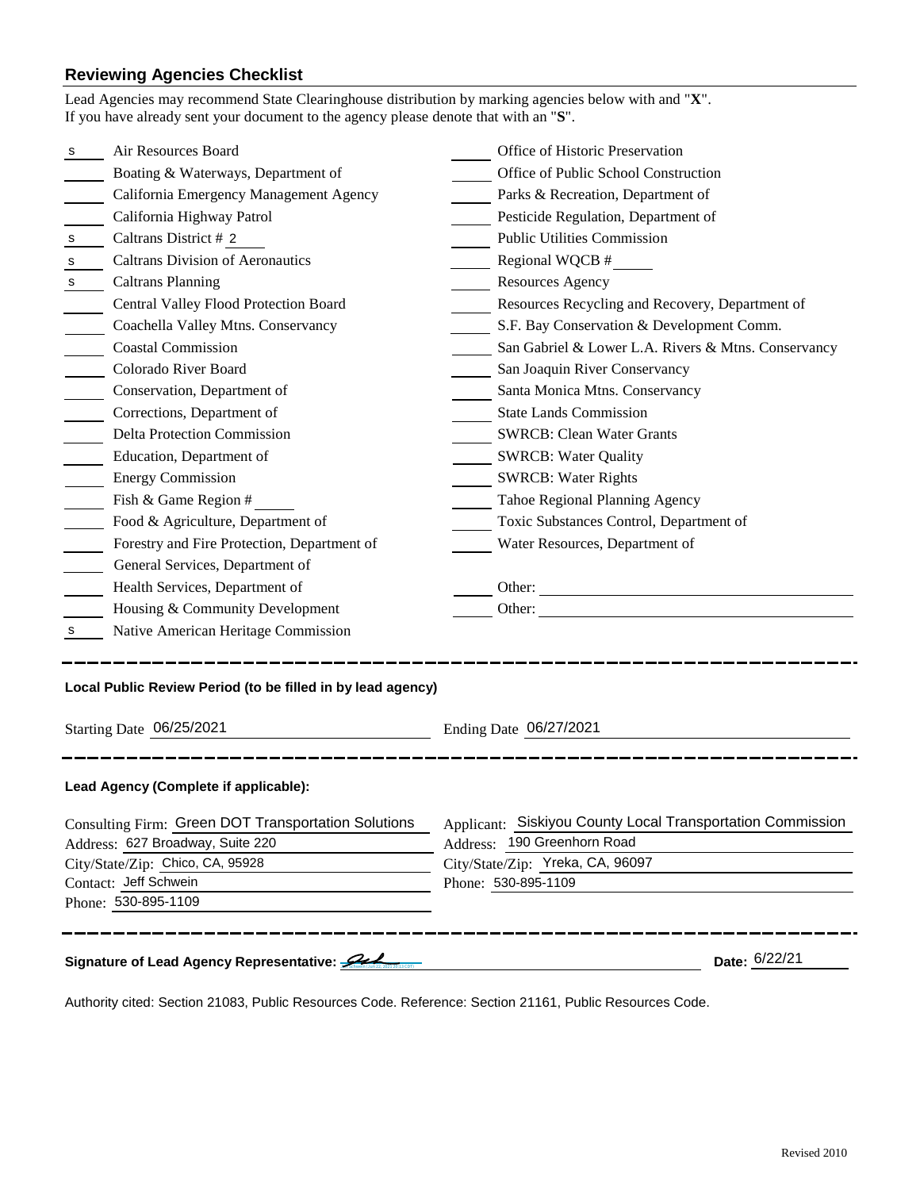## Reviewing Agencies Checklist

Lead Agencies may recommend State Clearinghouse distribution by marking agencies below with and "**X**". If you have already sent your document to the agency please denote that with an "**S**".

| Mark | Agency | Mark | Agency |
|---|---|---|---|
| s | Air Resources Board | | Office of Historic Preservation |
| | Boating & Waterways, Department of | | Office of Public School Construction |
| | California Emergency Management Agency | | Parks & Recreation, Department of |
| | California Highway Patrol | | Pesticide Regulation, Department of |
| s | Caltrans District # 2 | | Public Utilities Commission |
| s | Caltrans Division of Aeronautics | | Regional WQCB # |
| s | Caltrans Planning | | Resources Agency |
| | Central Valley Flood Protection Board | | Resources Recycling and Recovery, Department of |
| | Coachella Valley Mtns. Conservancy | | S.F. Bay Conservation & Development Comm. |
| | Coastal Commission | | San Gabriel & Lower L.A. Rivers & Mtns. Conservancy |
| | Colorado River Board | | San Joaquin River Conservancy |
| | Conservation, Department of | | Santa Monica Mtns. Conservancy |
| | Corrections, Department of | | State Lands Commission |
| | Delta Protection Commission | | SWRCB: Clean Water Grants |
| | Education, Department of | | SWRCB: Water Quality |
| | Energy Commission | | SWRCB: Water Rights |
| | Fish & Game Region # | | Tahoe Regional Planning Agency |
| | Food & Agriculture, Department of | | Toxic Substances Control, Department of |
| | Forestry and Fire Protection, Department of | | Water Resources, Department of |
| | General Services, Department of | | |
| | Health Services, Department of | | Other: |
| | Housing & Community Development | | Other: |
| s | Native American Heritage Commission | | |

---

**Local Public Review Period (to be filled in by lead agency)**

Starting Date 06/25/2021 Ending Date 06/27/2021

---

**Lead Agency (Complete if applicable):**

Consulting Firm: Green DOT Transportation Solutions
Address: 627 Broadway, Suite 220
City/State/Zip: Chico, CA, 95928
Contact: Jeff Schwein
Phone: 530-895-1109

Applicant: Siskiyou County Local Transportation Commission
Address: 190 Greenhorn Road
City/State/Zip: Yreka, CA, 96097
Phone: 530-895-1109

---

**Signature of Lead Agency Representative:** [signature] **Date:** 6/22/21

Authority cited: Section 21083, Public Resources Code. Reference: Section 21161, Public Resources Code.

Revised 2010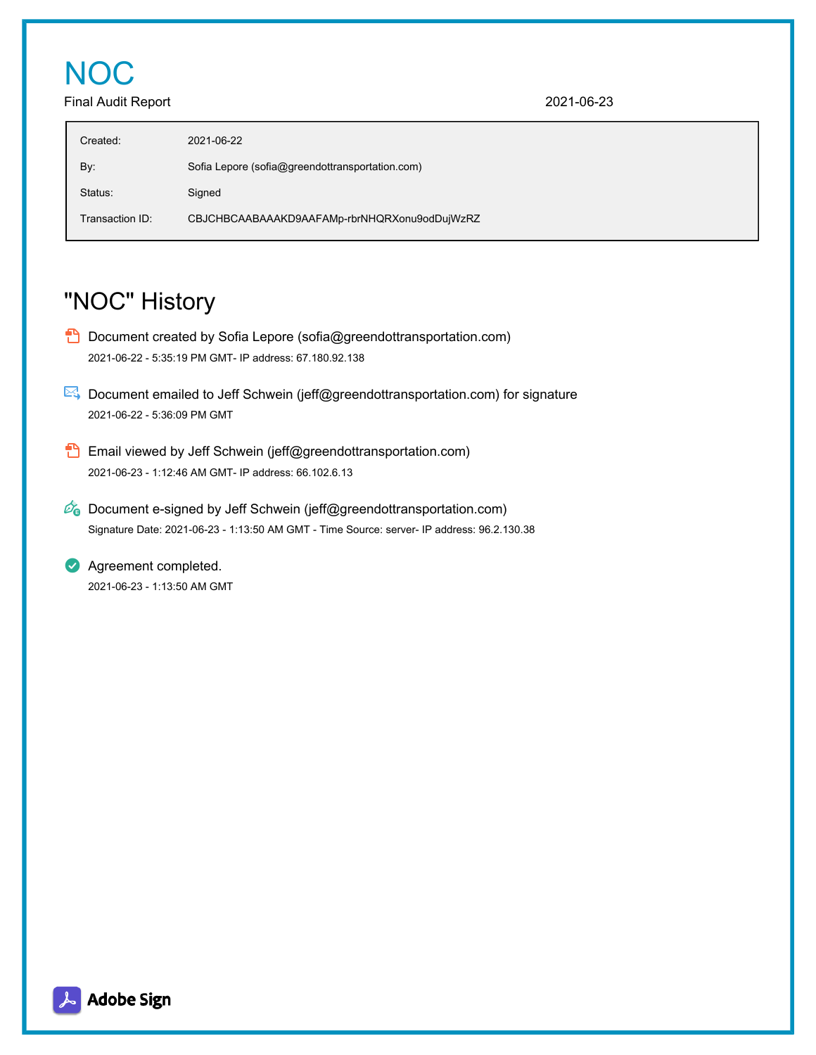# NOC

Final Audit Report 2021-06-23

| | |
|---|---|
| Created: | 2021-06-22 |
| By: | Sofia Lepore (sofia@greendottransportation.com) |
| Status: | Signed |
| Transaction ID: | CBJCHBCAABAAAKD9AAFAMp-rbrNHQRXonu9odDujWzRZ |

## "NOC" History

- Document created by Sofia Lepore (sofia@greendottransportation.com)
  2021-06-22 - 5:35:19 PM GMT- IP address: 67.180.92.138

- Document emailed to Jeff Schwein (jeff@greendottransportation.com) for signature
  2021-06-22 - 5:36:09 PM GMT

- Email viewed by Jeff Schwein (jeff@greendottransportation.com)
  2021-06-23 - 1:12:46 AM GMT- IP address: 66.102.6.13

- Document e-signed by Jeff Schwein (jeff@greendottransportation.com)
  Signature Date: 2021-06-23 - 1:13:50 AM GMT - Time Source: server- IP address: 96.2.130.38

- Agreement completed.
  2021-06-23 - 1:13:50 AM GMT

Adobe Sign